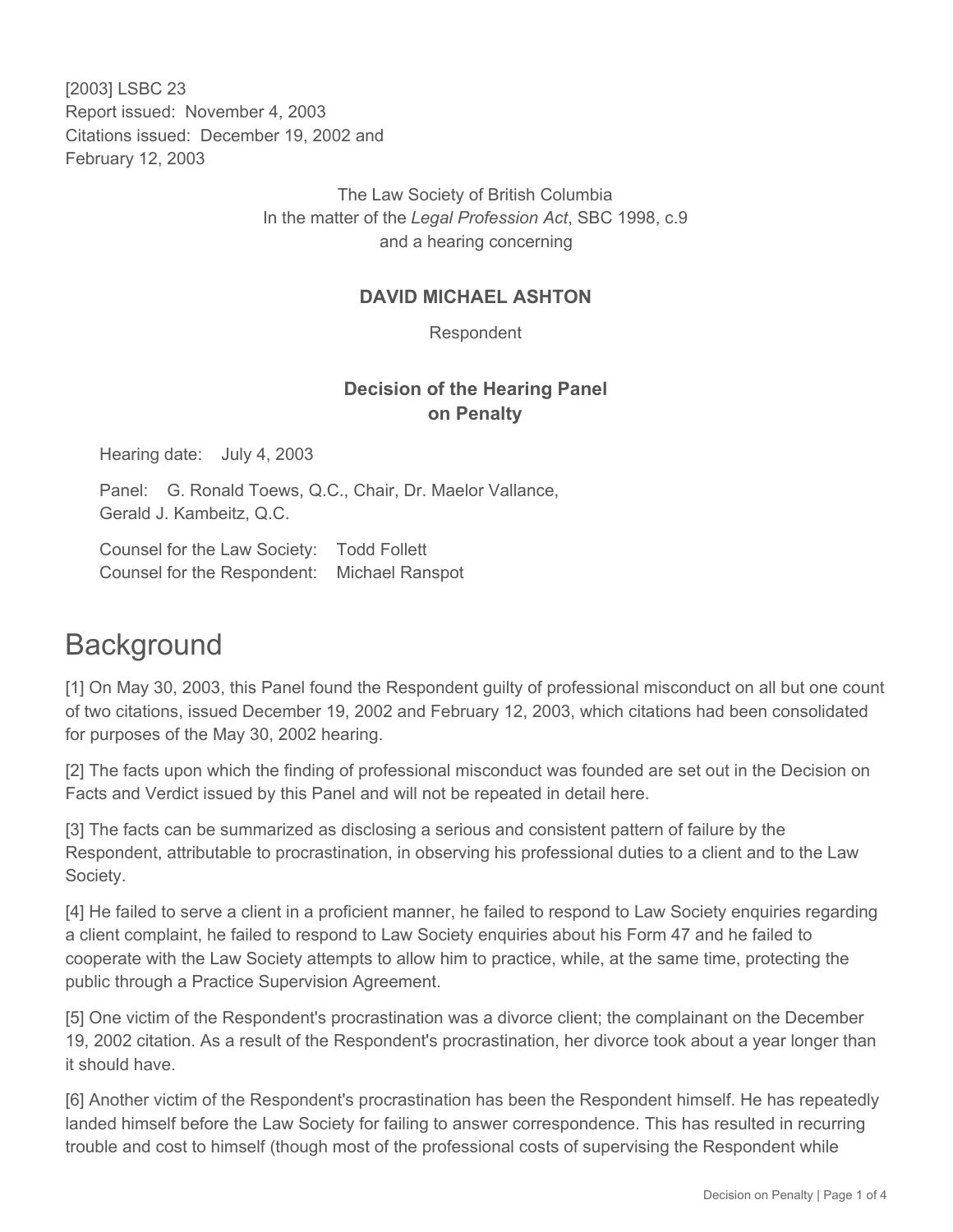[2003] LSBC 23
Report issued: November 4, 2003
Citations issued: December 19, 2002 and February 12, 2003

The Law Society of British Columbia
In the matter of the *Legal Profession Act*, SBC 1998, c.9
and a hearing concerning

**DAVID MICHAEL ASHTON**

Respondent

**Decision of the Hearing Panel on Penalty**

Hearing date: July 4, 2003

Panel: G. Ronald Toews, Q.C., Chair, Dr. Maelor Vallance, Gerald J. Kambeitz, Q.C.

Counsel for the Law Society: Todd Follett
Counsel for the Respondent: Michael Ranspot

# Background

[1] On May 30, 2003, this Panel found the Respondent guilty of professional misconduct on all but one count of two citations, issued December 19, 2002 and February 12, 2003, which citations had been consolidated for purposes of the May 30, 2002 hearing.

[2] The facts upon which the finding of professional misconduct was founded are set out in the Decision on Facts and Verdict issued by this Panel and will not be repeated in detail here.

[3] The facts can be summarized as disclosing a serious and consistent pattern of failure by the Respondent, attributable to procrastination, in observing his professional duties to a client and to the Law Society.

[4] He failed to serve a client in a proficient manner, he failed to respond to Law Society enquiries regarding a client complaint, he failed to respond to Law Society enquiries about his Form 47 and he failed to cooperate with the Law Society attempts to allow him to practice, while, at the same time, protecting the public through a Practice Supervision Agreement.

[5] One victim of the Respondent's procrastination was a divorce client; the complainant on the December 19, 2002 citation. As a result of the Respondent's procrastination, her divorce took about a year longer than it should have.

[6] Another victim of the Respondent's procrastination has been the Respondent himself. He has repeatedly landed himself before the Law Society for failing to answer correspondence. This has resulted in recurring trouble and cost to himself (though most of the professional costs of supervising the Respondent while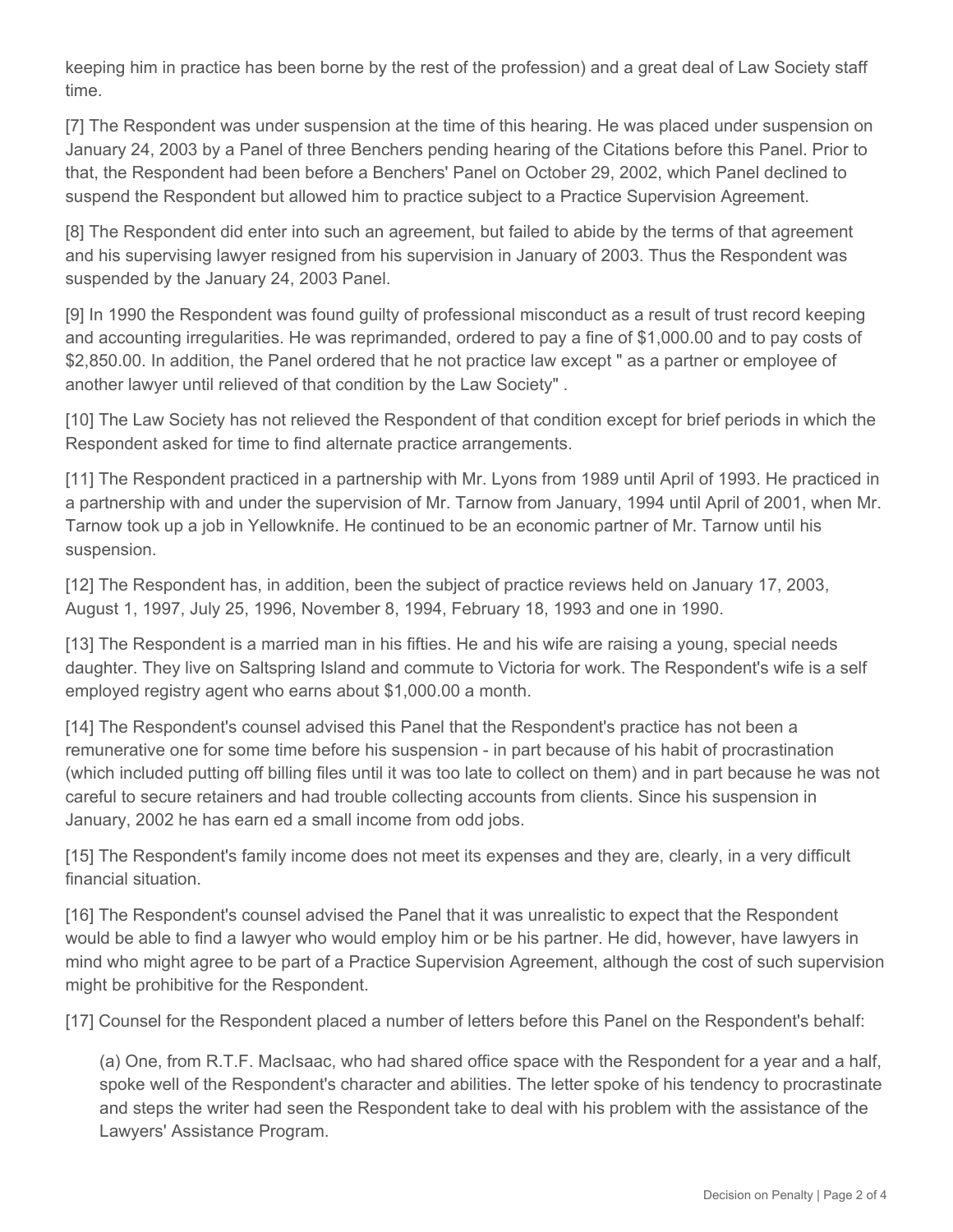keeping him in practice has been borne by the rest of the profession) and a great deal of Law Society staff time.

[7] The Respondent was under suspension at the time of this hearing. He was placed under suspension on January 24, 2003 by a Panel of three Benchers pending hearing of the Citations before this Panel. Prior to that, the Respondent had been before a Benchers' Panel on October 29, 2002, which Panel declined to suspend the Respondent but allowed him to practice subject to a Practice Supervision Agreement.

[8] The Respondent did enter into such an agreement, but failed to abide by the terms of that agreement and his supervising lawyer resigned from his supervision in January of 2003. Thus the Respondent was suspended by the January 24, 2003 Panel.

[9] In 1990 the Respondent was found guilty of professional misconduct as a result of trust record keeping and accounting irregularities. He was reprimanded, ordered to pay a fine of $1,000.00 and to pay costs of $2,850.00. In addition, the Panel ordered that he not practice law except " as a partner or employee of another lawyer until relieved of that condition by the Law Society" .

[10] The Law Society has not relieved the Respondent of that condition except for brief periods in which the Respondent asked for time to find alternate practice arrangements.

[11] The Respondent practiced in a partnership with Mr. Lyons from 1989 until April of 1993. He practiced in a partnership with and under the supervision of Mr. Tarnow from January, 1994 until April of 2001, when Mr. Tarnow took up a job in Yellowknife. He continued to be an economic partner of Mr. Tarnow until his suspension.

[12] The Respondent has, in addition, been the subject of practice reviews held on January 17, 2003, August 1, 1997, July 25, 1996, November 8, 1994, February 18, 1993 and one in 1990.

[13] The Respondent is a married man in his fifties. He and his wife are raising a young, special needs daughter. They live on Saltspring Island and commute to Victoria for work. The Respondent's wife is a self employed registry agent who earns about $1,000.00 a month.

[14] The Respondent's counsel advised this Panel that the Respondent's practice has not been a remunerative one for some time before his suspension - in part because of his habit of procrastination (which included putting off billing files until it was too late to collect on them) and in part because he was not careful to secure retainers and had trouble collecting accounts from clients. Since his suspension in January, 2002 he has earn ed a small income from odd jobs.

[15] The Respondent's family income does not meet its expenses and they are, clearly, in a very difficult financial situation.

[16] The Respondent's counsel advised the Panel that it was unrealistic to expect that the Respondent would be able to find a lawyer who would employ him or be his partner. He did, however, have lawyers in mind who might agree to be part of a Practice Supervision Agreement, although the cost of such supervision might be prohibitive for the Respondent.

[17] Counsel for the Respondent placed a number of letters before this Panel on the Respondent's behalf:

(a) One, from R.T.F. MacIsaac, who had shared office space with the Respondent for a year and a half, spoke well of the Respondent's character and abilities. The letter spoke of his tendency to procrastinate and steps the writer had seen the Respondent take to deal with his problem with the assistance of the Lawyers' Assistance Program.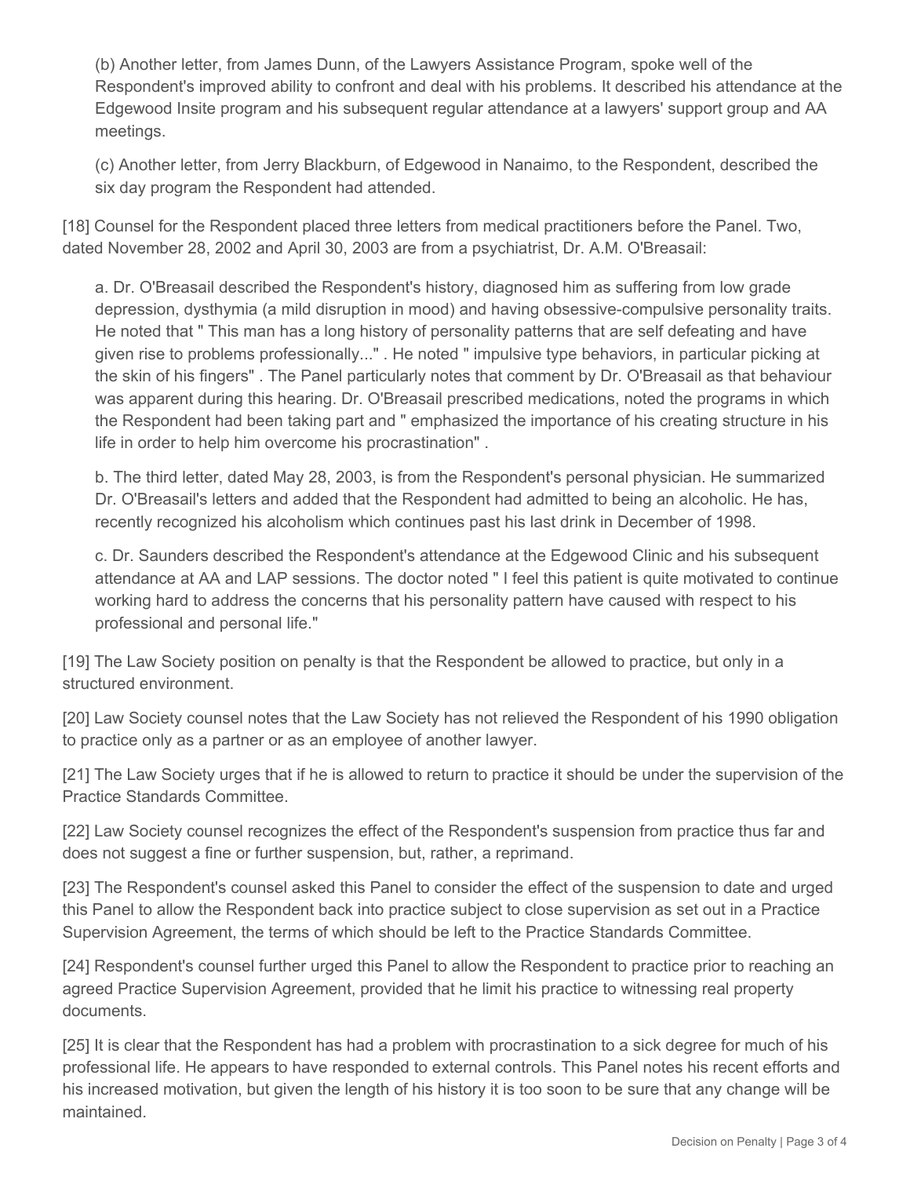(b) Another letter, from James Dunn, of the Lawyers Assistance Program, spoke well of the Respondent's improved ability to confront and deal with his problems. It described his attendance at the Edgewood Insite program and his subsequent regular attendance at a lawyers' support group and AA meetings.

(c) Another letter, from Jerry Blackburn, of Edgewood in Nanaimo, to the Respondent, described the six day program the Respondent had attended.

[18] Counsel for the Respondent placed three letters from medical practitioners before the Panel. Two, dated November 28, 2002 and April 30, 2003 are from a psychiatrist, Dr. A.M. O'Breasail:

a. Dr. O'Breasail described the Respondent's history, diagnosed him as suffering from low grade depression, dysthymia (a mild disruption in mood) and having obsessive-compulsive personality traits. He noted that " This man has a long history of personality patterns that are self defeating and have given rise to problems professionally..." . He noted " impulsive type behaviors, in particular picking at the skin of his fingers" . The Panel particularly notes that comment by Dr. O'Breasail as that behaviour was apparent during this hearing. Dr. O'Breasail prescribed medications, noted the programs in which the Respondent had been taking part and " emphasized the importance of his creating structure in his life in order to help him overcome his procrastination" .

b. The third letter, dated May 28, 2003, is from the Respondent's personal physician. He summarized Dr. O'Breasail's letters and added that the Respondent had admitted to being an alcoholic. He has, recently recognized his alcoholism which continues past his last drink in December of 1998.

c. Dr. Saunders described the Respondent's attendance at the Edgewood Clinic and his subsequent attendance at AA and LAP sessions. The doctor noted " I feel this patient is quite motivated to continue working hard to address the concerns that his personality pattern have caused with respect to his professional and personal life."

[19] The Law Society position on penalty is that the Respondent be allowed to practice, but only in a structured environment.

[20] Law Society counsel notes that the Law Society has not relieved the Respondent of his 1990 obligation to practice only as a partner or as an employee of another lawyer.

[21] The Law Society urges that if he is allowed to return to practice it should be under the supervision of the Practice Standards Committee.

[22] Law Society counsel recognizes the effect of the Respondent's suspension from practice thus far and does not suggest a fine or further suspension, but, rather, a reprimand.

[23] The Respondent's counsel asked this Panel to consider the effect of the suspension to date and urged this Panel to allow the Respondent back into practice subject to close supervision as set out in a Practice Supervision Agreement, the terms of which should be left to the Practice Standards Committee.

[24] Respondent's counsel further urged this Panel to allow the Respondent to practice prior to reaching an agreed Practice Supervision Agreement, provided that he limit his practice to witnessing real property documents.

[25] It is clear that the Respondent has had a problem with procrastination to a sick degree for much of his professional life. He appears to have responded to external controls. This Panel notes his recent efforts and his increased motivation, but given the length of his history it is too soon to be sure that any change will be maintained.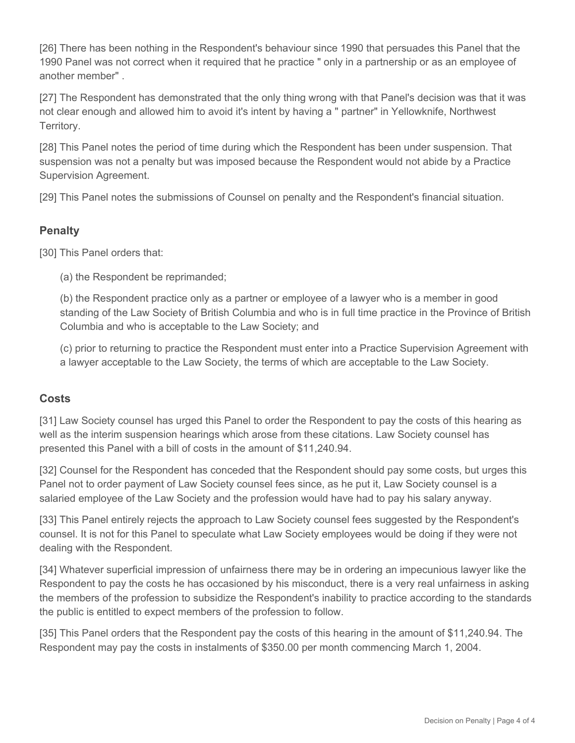[26] There has been nothing in the Respondent's behaviour since 1990 that persuades this Panel that the 1990 Panel was not correct when it required that he practice " only in a partnership or as an employee of another member" .

[27] The Respondent has demonstrated that the only thing wrong with that Panel's decision was that it was not clear enough and allowed him to avoid it's intent by having a " partner" in Yellowknife, Northwest Territory.

[28] This Panel notes the period of time during which the Respondent has been under suspension. That suspension was not a penalty but was imposed because the Respondent would not abide by a Practice Supervision Agreement.

[29] This Panel notes the submissions of Counsel on penalty and the Respondent's financial situation.

## Penalty

[30] This Panel orders that:

(a) the Respondent be reprimanded;

(b) the Respondent practice only as a partner or employee of a lawyer who is a member in good standing of the Law Society of British Columbia and who is in full time practice in the Province of British Columbia and who is acceptable to the Law Society; and

(c) prior to returning to practice the Respondent must enter into a Practice Supervision Agreement with a lawyer acceptable to the Law Society, the terms of which are acceptable to the Law Society.

## Costs

[31] Law Society counsel has urged this Panel to order the Respondent to pay the costs of this hearing as well as the interim suspension hearings which arose from these citations. Law Society counsel has presented this Panel with a bill of costs in the amount of $11,240.94.

[32] Counsel for the Respondent has conceded that the Respondent should pay some costs, but urges this Panel not to order payment of Law Society counsel fees since, as he put it, Law Society counsel is a salaried employee of the Law Society and the profession would have had to pay his salary anyway.

[33] This Panel entirely rejects the approach to Law Society counsel fees suggested by the Respondent's counsel. It is not for this Panel to speculate what Law Society employees would be doing if they were not dealing with the Respondent.

[34] Whatever superficial impression of unfairness there may be in ordering an impecunious lawyer like the Respondent to pay the costs he has occasioned by his misconduct, there is a very real unfairness in asking the members of the profession to subsidize the Respondent's inability to practice according to the standards the public is entitled to expect members of the profession to follow.

[35] This Panel orders that the Respondent pay the costs of this hearing in the amount of $11,240.94. The Respondent may pay the costs in instalments of $350.00 per month commencing March 1, 2004.